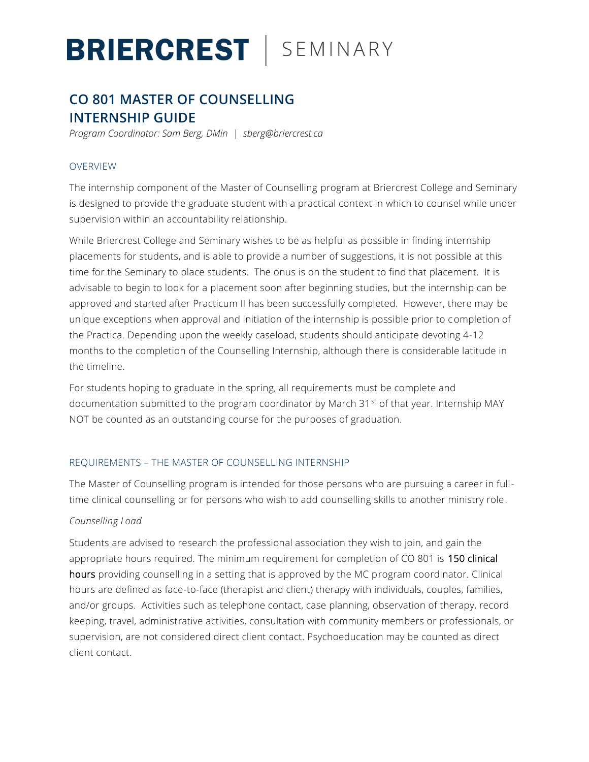# BRIERCREST | SEMINARY

## CO 801 MASTER OF COUNSELLING INTERNSHIP GUIDE

*Program Coordinator: Sam Berg, DMin | sberg@briercrest.ca*

### OVERVIEW

The internship component of the Master of Counselling program at Briercrest College and Seminary is designed to provide the graduate student with a practical context in which to counsel while under supervision within an accountability relationship.

While Briercrest College and Seminary wishes to be as helpful as possible in finding internship placements for students, and is able to provide a number of suggestions, it is not possible at this time for the Seminary to place students. The onus is on the student to find that placement. It is advisable to begin to look for a placement soon after beginning studies, but the internship can be approved and started after Practicum II has been successfully completed. However, there may be unique exceptions when approval and initiation of the internship is possible prior to completion of the Practica. Depending upon the weekly caseload, students should anticipate devoting 4-12 months to the completion of the Counselling Internship, although there is considerable latitude in the timeline.

For students hoping to graduate in the spring, all requirements must be complete and documentation submitted to the program coordinator by March 31st of that year. Internship MAY NOT be counted as an outstanding course for the purposes of graduation.

### REQUIREMENTS – THE MASTER OF COUNSELLING INTERNSHIP

The Master of Counselling program is intended for those persons who are pursuing a career in full-time clinical counselling or for persons who wish to add counselling skills to another ministry role.

*Counselling Load*

Students are advised to research the professional association they wish to join, and gain the appropriate hours required. The minimum requirement for completion of CO 801 is 150 clinical hours providing counselling in a setting that is approved by the MC program coordinator. Clinical hours are defined as face-to-face (therapist and client) therapy with individuals, couples, families, and/or groups. Activities such as telephone contact, case planning, observation of therapy, record keeping, travel, administrative activities, consultation with community members or professionals, or supervision, are not considered direct client contact. Psychoeducation may be counted as direct client contact.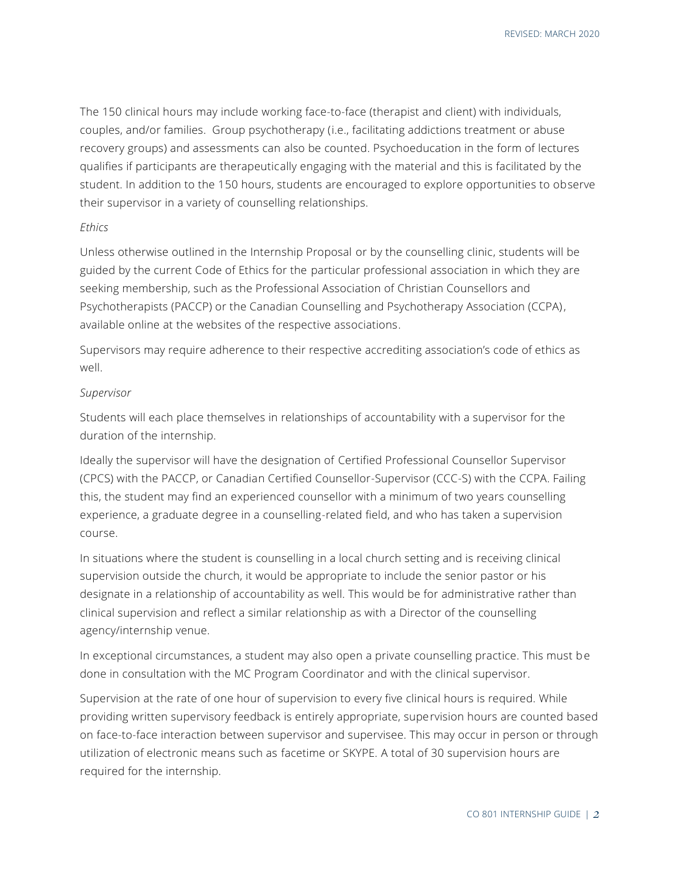The 150 clinical hours may include working face-to-face (therapist and client) with individuals, couples, and/or families. Group psychotherapy (i.e., facilitating addictions treatment or abuse recovery groups) and assessments can also be counted. Psychoeducation in the form of lectures qualifies if participants are therapeutically engaging with the material and this is facilitated by the student. In addition to the 150 hours, students are encouraged to explore opportunities to observe their supervisor in a variety of counselling relationships.

*Ethics*

Unless otherwise outlined in the Internship Proposal or by the counselling clinic, students will be guided by the current Code of Ethics for the particular professional association in which they are seeking membership, such as the Professional Association of Christian Counsellors and Psychotherapists (PACCP) or the Canadian Counselling and Psychotherapy Association (CCPA), available online at the websites of the respective associations.

Supervisors may require adherence to their respective accrediting association's code of ethics as well.

*Supervisor*

Students will each place themselves in relationships of accountability with a supervisor for the duration of the internship.

Ideally the supervisor will have the designation of Certified Professional Counsellor Supervisor (CPCS) with the PACCP, or Canadian Certified Counsellor-Supervisor (CCC-S) with the CCPA. Failing this, the student may find an experienced counsellor with a minimum of two years counselling experience, a graduate degree in a counselling-related field, and who has taken a supervision course.

In situations where the student is counselling in a local church setting and is receiving clinical supervision outside the church, it would be appropriate to include the senior pastor or his designate in a relationship of accountability as well. This would be for administrative rather than clinical supervision and reflect a similar relationship as with a Director of the counselling agency/internship venue.

In exceptional circumstances, a student may also open a private counselling practice. This must be done in consultation with the MC Program Coordinator and with the clinical supervisor.

Supervision at the rate of one hour of supervision to every five clinical hours is required. While providing written supervisory feedback is entirely appropriate, supervision hours are counted based on face-to-face interaction between supervisor and supervisee. This may occur in person or through utilization of electronic means such as facetime or SKYPE. A total of 30 supervision hours are required for the internship.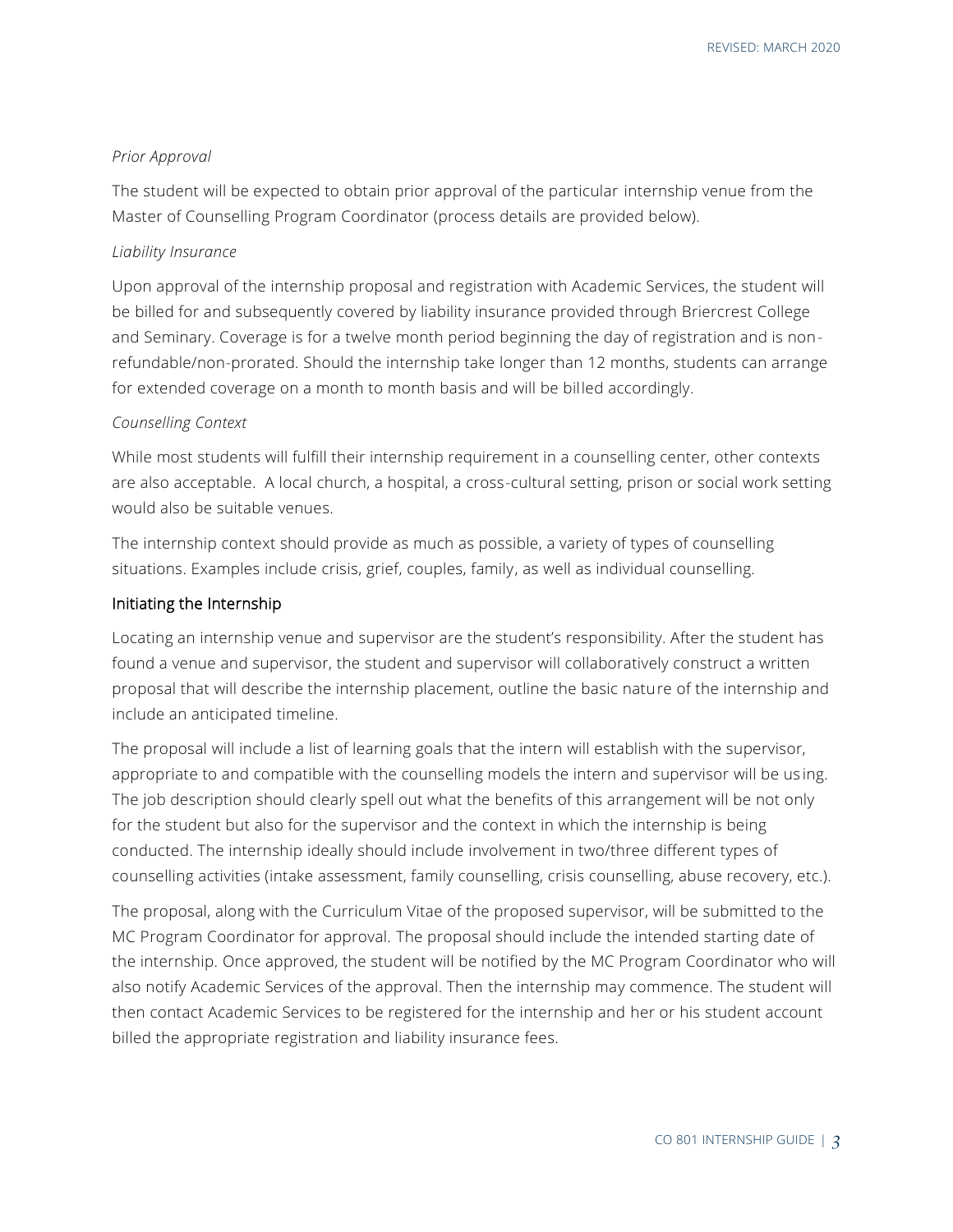*Prior Approval*

The student will be expected to obtain prior approval of the particular internship venue from the Master of Counselling Program Coordinator (process details are provided below).

*Liability Insurance*

Upon approval of the internship proposal and registration with Academic Services, the student will be billed for and subsequently covered by liability insurance provided through Briercrest College and Seminary. Coverage is for a twelve month period beginning the day of registration and is non-refundable/non-prorated. Should the internship take longer than 12 months, students can arrange for extended coverage on a month to month basis and will be billed accordingly.

*Counselling Context*

While most students will fulfill their internship requirement in a counselling center, other contexts are also acceptable. A local church, a hospital, a cross-cultural setting, prison or social work setting would also be suitable venues.

The internship context should provide as much as possible, a variety of types of counselling situations. Examples include crisis, grief, couples, family, as well as individual counselling.

## Initiating the Internship

Locating an internship venue and supervisor are the student's responsibility. After the student has found a venue and supervisor, the student and supervisor will collaboratively construct a written proposal that will describe the internship placement, outline the basic nature of the internship and include an anticipated timeline.

The proposal will include a list of learning goals that the intern will establish with the supervisor, appropriate to and compatible with the counselling models the intern and supervisor will be using. The job description should clearly spell out what the benefits of this arrangement will be not only for the student but also for the supervisor and the context in which the internship is being conducted. The internship ideally should include involvement in two/three different types of counselling activities (intake assessment, family counselling, crisis counselling, abuse recovery, etc.).

The proposal, along with the Curriculum Vitae of the proposed supervisor, will be submitted to the MC Program Coordinator for approval. The proposal should include the intended starting date of the internship. Once approved, the student will be notified by the MC Program Coordinator who will also notify Academic Services of the approval. Then the internship may commence. The student will then contact Academic Services to be registered for the internship and her or his student account billed the appropriate registration and liability insurance fees.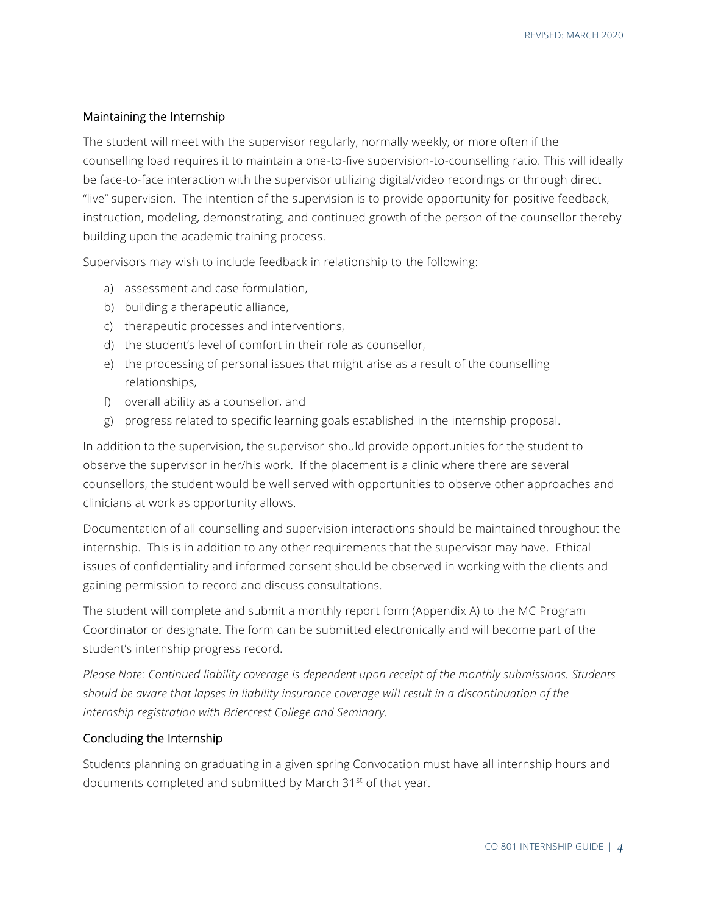## Maintaining the Internship

The student will meet with the supervisor regularly, normally weekly, or more often if the counselling load requires it to maintain a one-to-five supervision-to-counselling ratio. This will ideally be face-to-face interaction with the supervisor utilizing digital/video recordings or through direct "live" supervision. The intention of the supervision is to provide opportunity for positive feedback, instruction, modeling, demonstrating, and continued growth of the person of the counsellor thereby building upon the academic training process.

Supervisors may wish to include feedback in relationship to the following:

a) assessment and case formulation,
b) building a therapeutic alliance,
c) therapeutic processes and interventions,
d) the student's level of comfort in their role as counsellor,
e) the processing of personal issues that might arise as a result of the counselling relationships,
f) overall ability as a counsellor, and
g) progress related to specific learning goals established in the internship proposal.

In addition to the supervision, the supervisor should provide opportunities for the student to observe the supervisor in her/his work. If the placement is a clinic where there are several counsellors, the student would be well served with opportunities to observe other approaches and clinicians at work as opportunity allows.

Documentation of all counselling and supervision interactions should be maintained throughout the internship. This is in addition to any other requirements that the supervisor may have. Ethical issues of confidentiality and informed consent should be observed in working with the clients and gaining permission to record and discuss consultations.

The student will complete and submit a monthly report form (Appendix A) to the MC Program Coordinator or designate. The form can be submitted electronically and will become part of the student's internship progress record.

*Please Note: Continued liability coverage is dependent upon receipt of the monthly submissions. Students should be aware that lapses in liability insurance coverage will result in a discontinuation of the internship registration with Briercrest College and Seminary.*

## Concluding the Internship

Students planning on graduating in a given spring Convocation must have all internship hours and documents completed and submitted by March 31st of that year.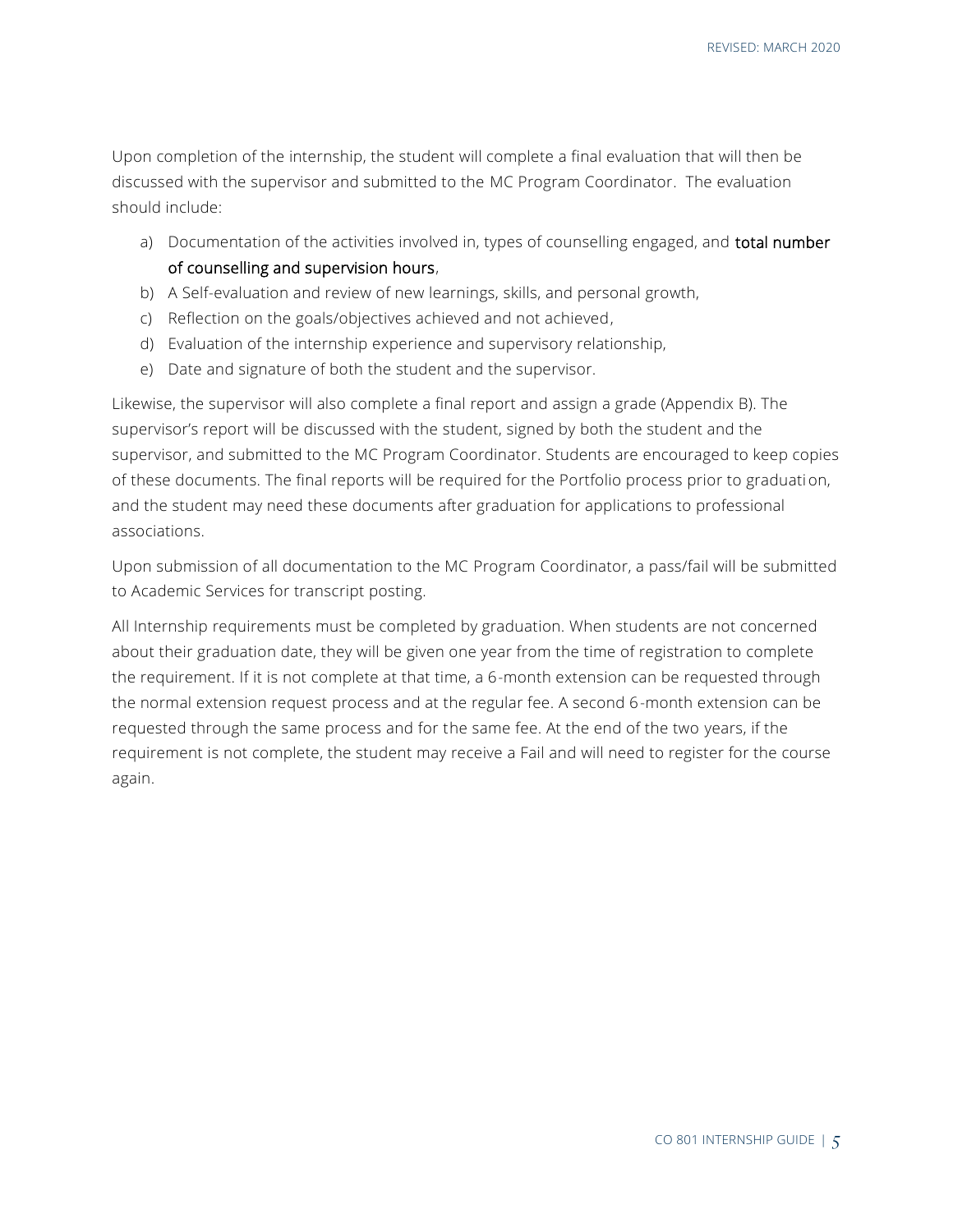Upon completion of the internship, the student will complete a final evaluation that will then be discussed with the supervisor and submitted to the MC Program Coordinator. The evaluation should include:

a) Documentation of the activities involved in, types of counselling engaged, and **total number of counselling and supervision hours**,
b) A Self-evaluation and review of new learnings, skills, and personal growth,
c) Reflection on the goals/objectives achieved and not achieved,
d) Evaluation of the internship experience and supervisory relationship,
e) Date and signature of both the student and the supervisor.

Likewise, the supervisor will also complete a final report and assign a grade (Appendix B). The supervisor's report will be discussed with the student, signed by both the student and the supervisor, and submitted to the MC Program Coordinator. Students are encouraged to keep copies of these documents. The final reports will be required for the Portfolio process prior to graduation, and the student may need these documents after graduation for applications to professional associations.

Upon submission of all documentation to the MC Program Coordinator, a pass/fail will be submitted to Academic Services for transcript posting.

All Internship requirements must be completed by graduation. When students are not concerned about their graduation date, they will be given one year from the time of registration to complete the requirement. If it is not complete at that time, a 6-month extension can be requested through the normal extension request process and at the regular fee. A second 6-month extension can be requested through the same process and for the same fee. At the end of the two years, if the requirement is not complete, the student may receive a Fail and will need to register for the course again.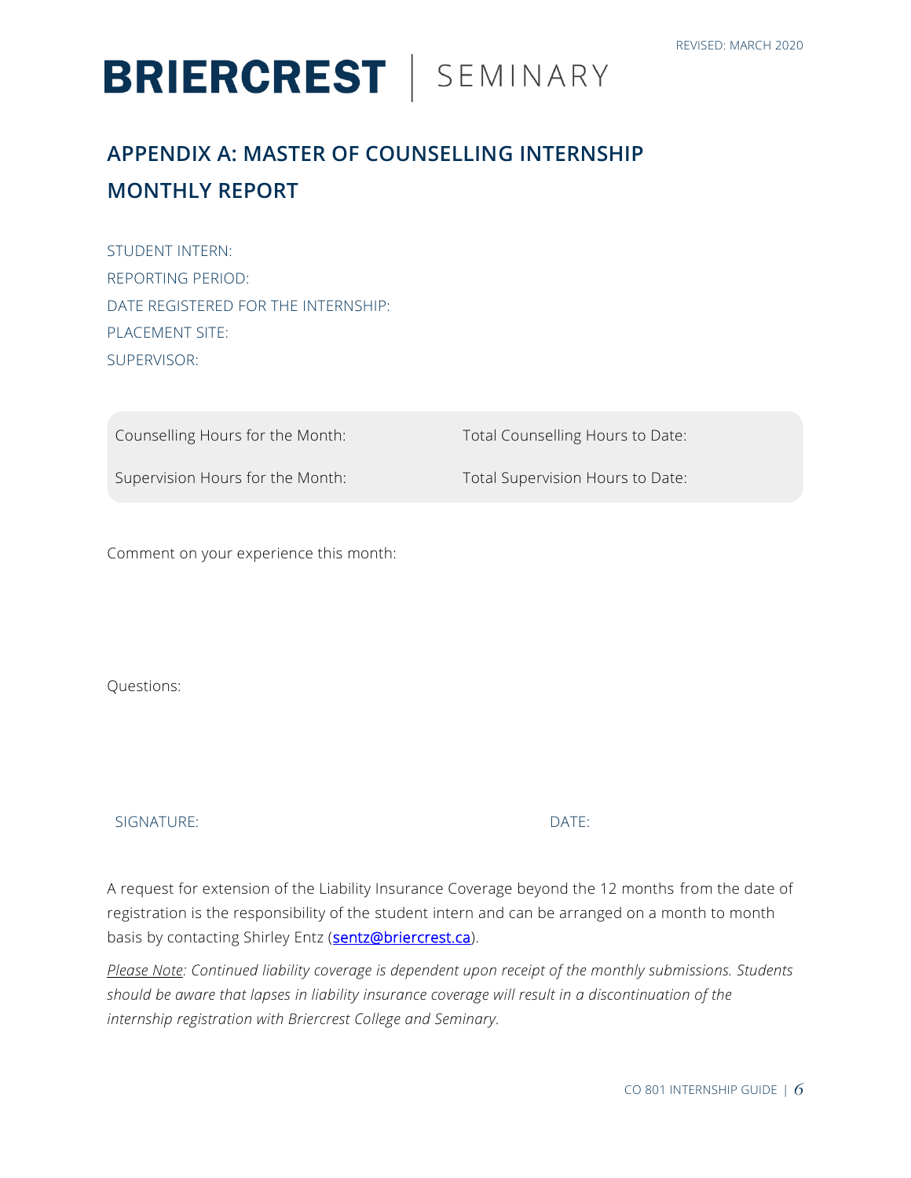# APPENDIX A: MASTER OF COUNSELLING INTERNSHIP MONTHLY REPORT

STUDENT INTERN:

REPORTING PERIOD:

DATE REGISTERED FOR THE INTERNSHIP:

PLACEMENT SITE:

SUPERVISOR:

| | |
|---|---|
| Counselling Hours for the Month: | Total Counselling Hours to Date: |
| Supervision Hours for the Month: | Total Supervision Hours to Date: |

Comment on your experience this month:

Questions:

SIGNATURE: DATE:

A request for extension of the Liability Insurance Coverage beyond the 12 months from the date of registration is the responsibility of the student intern and can be arranged on a month to month basis by contacting Shirley Entz (sentz@briercrest.ca).

*Please Note: Continued liability coverage is dependent upon receipt of the monthly submissions. Students should be aware that lapses in liability insurance coverage will result in a discontinuation of the internship registration with Briercrest College and Seminary.*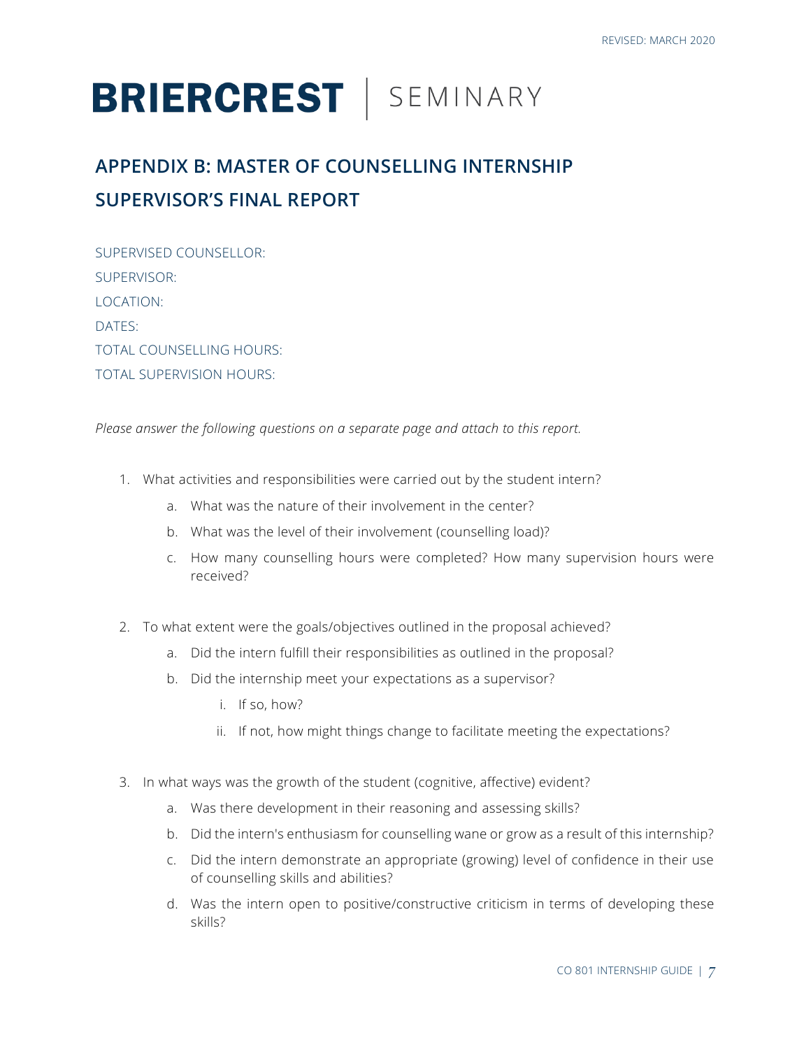# BRIERCREST | SEMINARY

## APPENDIX B: MASTER OF COUNSELLING INTERNSHIP SUPERVISOR'S FINAL REPORT

SUPERVISED COUNSELLOR:

SUPERVISOR:

LOCATION:

DATES:

TOTAL COUNSELLING HOURS:

TOTAL SUPERVISION HOURS:

*Please answer the following questions on a separate page and attach to this report.*

1. What activities and responsibilities were carried out by the student intern?
    a. What was the nature of their involvement in the center?
    b. What was the level of their involvement (counselling load)?
    c. How many counselling hours were completed? How many supervision hours were received?

2. To what extent were the goals/objectives outlined in the proposal achieved?
    a. Did the intern fulfill their responsibilities as outlined in the proposal?
    b. Did the internship meet your expectations as a supervisor?
        i. If so, how?
        ii. If not, how might things change to facilitate meeting the expectations?

3. In what ways was the growth of the student (cognitive, affective) evident?
    a. Was there development in their reasoning and assessing skills?
    b. Did the intern's enthusiasm for counselling wane or grow as a result of this internship?
    c. Did the intern demonstrate an appropriate (growing) level of confidence in their use of counselling skills and abilities?
    d. Was the intern open to positive/constructive criticism in terms of developing these skills?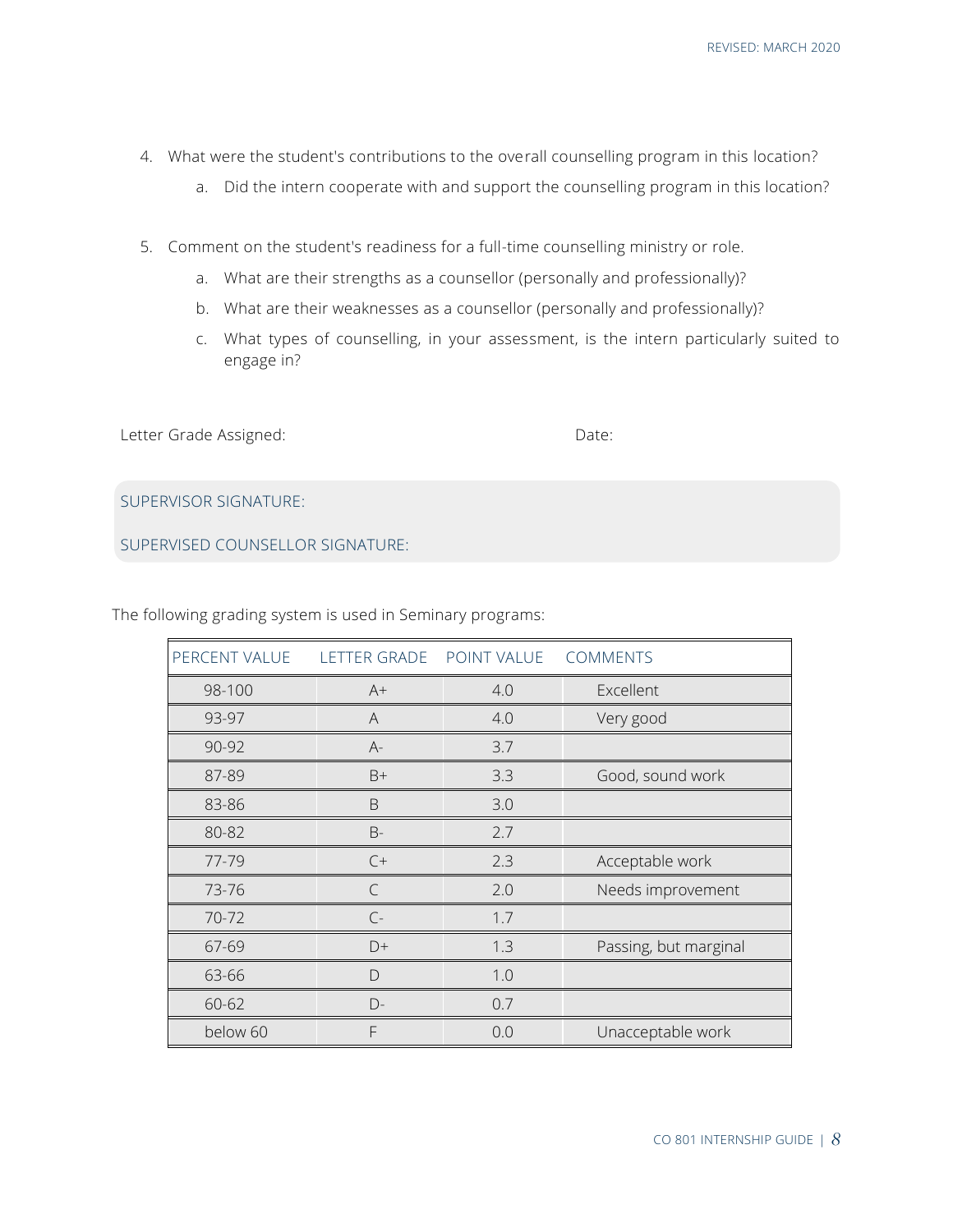4. What were the student's contributions to the overall counselling program in this location?
    a. Did the intern cooperate with and support the counselling program in this location?

5. Comment on the student's readiness for a full-time counselling ministry or role.
    a. What are their strengths as a counsellor (personally and professionally)?
    b. What are their weaknesses as a counsellor (personally and professionally)?
    c. What types of counselling, in your assessment, is the intern particularly suited to engage in?

Letter Grade Assigned: Date:

SUPERVISOR SIGNATURE:

SUPERVISED COUNSELLOR SIGNATURE:

The following grading system is used in Seminary programs:

| PERCENT VALUE | LETTER GRADE | POINT VALUE | COMMENTS |
|---|---|---|---|
| 98-100 | A+ | 4.0 | Excellent |
| 93-97 | A | 4.0 | Very good |
| 90-92 | A- | 3.7 | |
| 87-89 | B+ | 3.3 | Good, sound work |
| 83-86 | B | 3.0 | |
| 80-82 | B- | 2.7 | |
| 77-79 | C+ | 2.3 | Acceptable work |
| 73-76 | C | 2.0 | Needs improvement |
| 70-72 | C- | 1.7 | |
| 67-69 | D+ | 1.3 | Passing, but marginal |
| 63-66 | D | 1.0 | |
| 60-62 | D- | 0.7 | |
| below 60 | F | 0.0 | Unacceptable work |